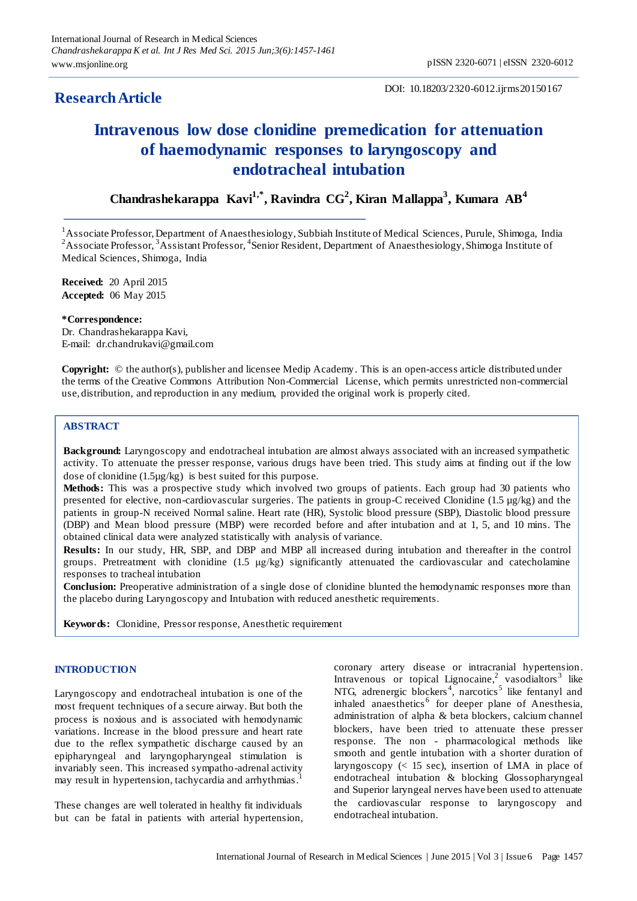DOI: 10.18203/2320-6012.ijrms20150167

**Research Article**

# Intravenous low dose clonidine premedication for attenuation of haemodynamic responses to laryngoscopy and endotracheal intubation

**Chandrashekarappa Kavi[1,*], Ravindra CG[2], Kiran Mallappa[3], Kumara AB[4]**

[1]Associate Professor, Department of Anaesthesiology, Subbiah Institute of Medical Sciences, Purule, Shimoga, India
[2]Associate Professor, [3]Assistant Professor, [4]Senior Resident, Department of Anaesthesiology, Shimoga Institute of Medical Sciences, Shimoga, India

**Received:** 20 April 2015
**Accepted:** 06 May 2015

**\*Correspondence:**
Dr. Chandrashekarappa Kavi,
E-mail: dr.chandrukavi@gmail.com

**Copyright:** © the author(s), publisher and licensee Medip Academy. This is an open-access article distributed under the terms of the Creative Commons Attribution Non-Commercial License, which permits unrestricted non-commercial use, distribution, and reproduction in any medium, provided the original work is properly cited.

## ABSTRACT

**Background:** Laryngoscopy and endotracheal intubation are almost always associated with an increased sympathetic activity. To attenuate the presser response, various drugs have been tried. This study aims at finding out if the low dose of clonidine (1.5µg/kg) is best suited for this purpose.

**Methods:** This was a prospective study which involved two groups of patients. Each group had 30 patients who presented for elective, non-cardiovascular surgeries. The patients in group-C received Clonidine (1.5 µg/kg) and the patients in group-N received Normal saline. Heart rate (HR), Systolic blood pressure (SBP), Diastolic blood pressure (DBP) and Mean blood pressure (MBP) were recorded before and after intubation and at 1, 5, and 10 mins. The obtained clinical data were analyzed statistically with analysis of variance.

**Results:** In our study, HR, SBP, and DBP and MBP all increased during intubation and thereafter in the control groups. Pretreatment with clonidine (1.5 µg/kg) significantly attenuated the cardiovascular and catecholamine responses to tracheal intubation

**Conclusion:** Preoperative administration of a single dose of clonidine blunted the hemodynamic responses more than the placebo during Laryngoscopy and Intubation with reduced anesthetic requirements.

**Keywords:** Clonidine, Pressor response, Anesthetic requirement

## INTRODUCTION

Laryngoscopy and endotracheal intubation is one of the most frequent techniques of a secure airway. But both the process is noxious and is associated with hemodynamic variations. Increase in the blood pressure and heart rate due to the reflex sympathetic discharge caused by an epipharyngeal and laryngopharyngeal stimulation is invariably seen. This increased sympatho-adrenal activity may result in hypertension, tachycardia and arrhythmias.[1]

These changes are well tolerated in healthy fit individuals but can be fatal in patients with arterial hypertension, coronary artery disease or intracranial hypertension. Intravenous or topical Lignocaine,[2] vasodialtors[3] like NTG, adrenergic blockers[4], narcotics[5] like fentanyl and inhaled anaesthetics[6] for deeper plane of Anesthesia, administration of alpha & beta blockers, calcium channel blockers, have been tried to attenuate these presser response. The non - pharmacological methods like smooth and gentle intubation with a shorter duration of laryngoscopy (< 15 sec), insertion of LMA in place of endotracheal intubation & blocking Glossopharyngeal and Superior laryngeal nerves have been used to attenuate the cardiovascular response to laryngoscopy and endotracheal intubation.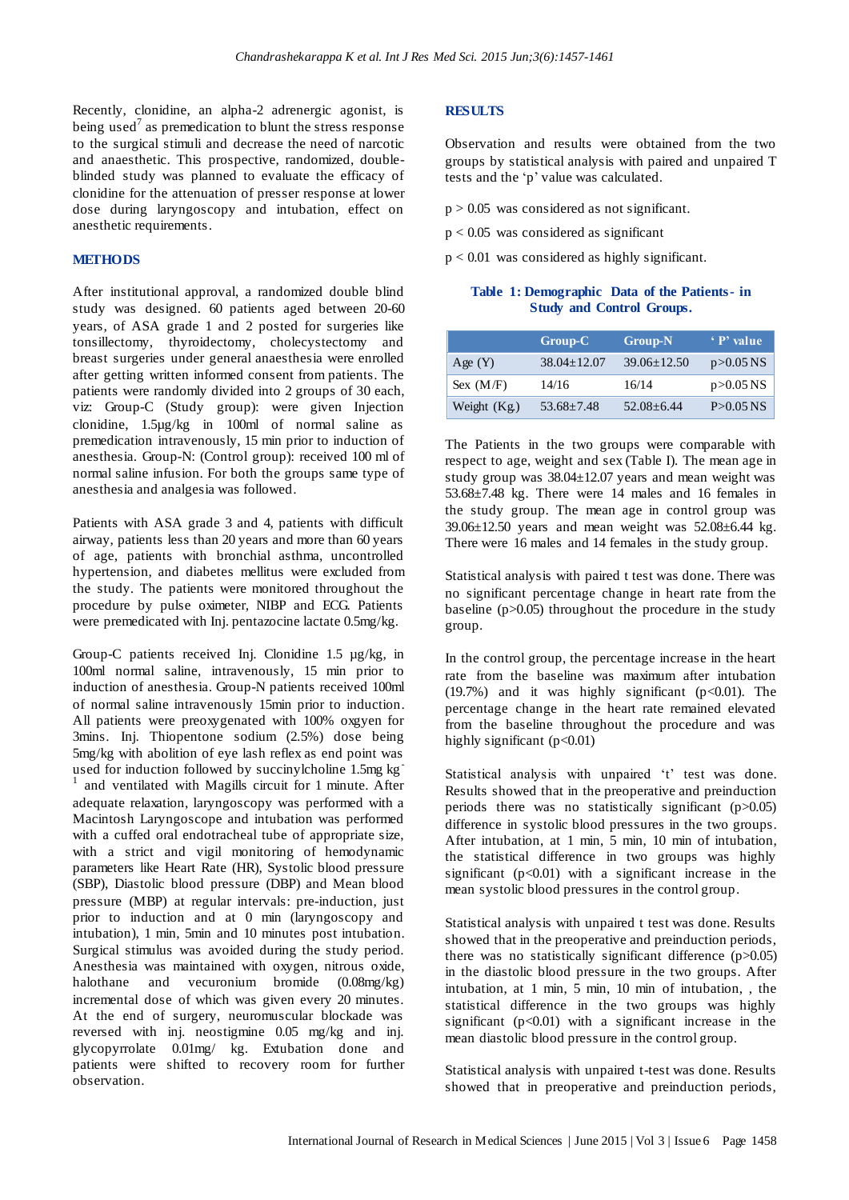Recently, clonidine, an alpha-2 adrenergic agonist, is being used[7] as premedication to blunt the stress response to the surgical stimuli and decrease the need of narcotic and anaesthetic. This prospective, randomized, double-blinded study was planned to evaluate the efficacy of clonidine for the attenuation of presser response at lower dose during laryngoscopy and intubation, effect on anesthetic requirements.

## METHODS

After institutional approval, a randomized double blind study was designed. 60 patients aged between 20-60 years, of ASA grade 1 and 2 posted for surgeries like tonsillectomy, thyroidectomy, cholecystectomy and breast surgeries under general anaesthesia were enrolled after getting written informed consent from patients. The patients were randomly divided into 2 groups of 30 each, viz: Group-C (Study group): were given Injection clonidine, 1.5µg/kg in 100ml of normal saline as premedication intravenously, 15 min prior to induction of anesthesia. Group-N: (Control group): received 100 ml of normal saline infusion. For both the groups same type of anesthesia and analgesia was followed.

Patients with ASA grade 3 and 4, patients with difficult airway, patients less than 20 years and more than 60 years of age, patients with bronchial asthma, uncontrolled hypertension, and diabetes mellitus were excluded from the study. The patients were monitored throughout the procedure by pulse oximeter, NIBP and ECG. Patients were premedicated with Inj. pentazocine lactate 0.5mg/kg.

Group-C patients received Inj. Clonidine 1.5 µg/kg, in 100ml normal saline, intravenously, 15 min prior to induction of anesthesia. Group-N patients received 100ml of normal saline intravenously 15min prior to induction. All patients were preoxygenated with 100% oxgyen for 3mins. Inj. Thiopentone sodium (2.5%) dose being 5mg/kg with abolition of eye lash reflex as end point was used for induction followed by succinylcholine 1.5mg $kg^{-1}$ and ventilated with Magills circuit for 1 minute. After adequate relaxation, laryngoscopy was performed with a Macintosh Laryngoscope and intubation was performed with a cuffed oral endotracheal tube of appropriate size, with a strict and vigil monitoring of hemodynamic parameters like Heart Rate (HR), Systolic blood pressure (SBP), Diastolic blood pressure (DBP) and Mean blood pressure (MBP) at regular intervals: pre-induction, just prior to induction and at 0 min (laryngoscopy and intubation), 1 min, 5min and 10 minutes post intubation. Surgical stimulus was avoided during the study period. Anesthesia was maintained with oxygen, nitrous oxide, halothane and vecuronium bromide (0.08mg/kg) incremental dose of which was given every 20 minutes. At the end of surgery, neuromuscular blockade was reversed with inj. neostigmine 0.05 mg/kg and inj. glycopyrrolate 0.01mg/ kg. Extubation done and patients were shifted to recovery room for further observation.

## RESULTS

Observation and results were obtained from the two groups by statistical analysis with paired and unpaired T tests and the 'p' value was calculated.

$p > 0.05$ was considered as not significant.

$p < 0.05$ was considered as significant

$p < 0.01$ was considered as highly significant.

**Table 1: Demographic Data of the Patients- in Study and Control Groups.**

| | Group-C | Group-N | 'P' value |
|---|---|---|---|
| Age (Y) | 38.04±12.07 | 39.06±12.50 | p>0.05 NS |
| Sex (M/F) | 14/16 | 16/14 | p>0.05 NS |
| Weight (Kg) | 53.68±7.48 | 52.08±6.44 | P>0.05 NS |

The Patients in the two groups were comparable with respect to age, weight and sex (Table I). The mean age in study group was 38.04±12.07 years and mean weight was 53.68±7.48 kg. There were 14 males and 16 females in the study group. The mean age in control group was 39.06±12.50 years and mean weight was 52.08±6.44 kg. There were 16 males and 14 females in the study group.

Statistical analysis with paired t test was done. There was no significant percentage change in heart rate from the baseline (p>0.05) throughout the procedure in the study group.

In the control group, the percentage increase in the heart rate from the baseline was maximum after intubation (19.7%) and it was highly significant (p<0.01). The percentage change in the heart rate remained elevated from the baseline throughout the procedure and was highly significant (p<0.01)

Statistical analysis with unpaired 't' test was done. Results showed that in the preoperative and preinduction periods there was no statistically significant (p>0.05) difference in systolic blood pressures in the two groups. After intubation, at 1 min, 5 min, 10 min of intubation, the statistical difference in two groups was highly significant (p<0.01) with a significant increase in the mean systolic blood pressures in the control group.

Statistical analysis with unpaired t test was done. Results showed that in the preoperative and preinduction periods, there was no statistically significant difference (p>0.05) in the diastolic blood pressure in the two groups. After intubation, at 1 min, 5 min, 10 min of intubation, , the statistical difference in the two groups was highly significant (p<0.01) with a significant increase in the mean diastolic blood pressure in the control group.

Statistical analysis with unpaired t-test was done. Results showed that in preoperative and preinduction periods,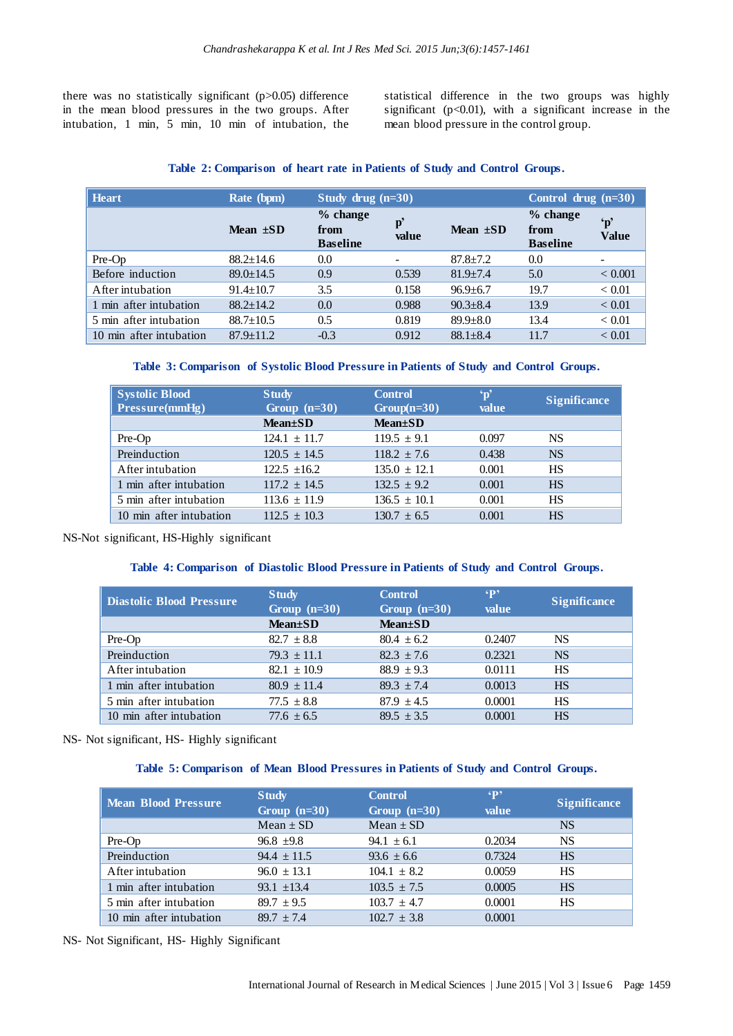there was no statistically significant (p>0.05) difference in the mean blood pressures in the two groups. After intubation, 1 min, 5 min, 10 min of intubation, the statistical difference in the two groups was highly significant (p<0.01), with a significant increase in the mean blood pressure in the control group.

**Table 2: Comparison of heart rate in Patients of Study and Control Groups.**

| Heart | Rate (bpm) | Study drug (n=30) | | Control drug (n=30) | | |
|---|---|---|---|---|---|---|
| | Mean ±SD | % change from Baseline | p' value | Mean ±SD | % change from Baseline | 'p' Value |
| Pre-Op | 88.2±14.6 | 0.0 | - | 87.8±7.2 | 0.0 | - |
| Before induction | 89.0±14.5 | 0.9 | 0.539 | 81.9±7.4 | 5.0 | < 0.001 |
| After intubation | 91.4±10.7 | 3.5 | 0.158 | 96.9±6.7 | 19.7 | < 0.01 |
| 1 min after intubation | 88.2±14.2 | 0.0 | 0.988 | 90.3±8.4 | 13.9 | < 0.01 |
| 5 min after intubation | 88.7±10.5 | 0.5 | 0.819 | 89.9±8.0 | 13.4 | < 0.01 |
| 10 min after intubation | 87.9±11.2 | -0.3 | 0.912 | 88.1±8.4 | 11.7 | < 0.01 |

**Table 3: Comparison of Systolic Blood Pressure in Patients of Study and Control Groups.**

| Systolic Blood Pressure(mmHg) | Study Group (n=30) | Control Group(n=30) | 'p' value | Significance |
|---|---|---|---|---|
| | Mean±SD | Mean±SD | | |
| Pre-Op | 124.1 ± 11.7 | 119.5 ± 9.1 | 0.097 | NS |
| Preinduction | 120.5 ± 14.5 | 118.2 ± 7.6 | 0.438 | NS |
| After intubation | 122.5 ±16.2 | 135.0 ± 12.1 | 0.001 | HS |
| 1 min after intubation | 117.2 ± 14.5 | 132.5 ± 9.2 | 0.001 | HS |
| 5 min after intubation | 113.6 ± 11.9 | 136.5 ± 10.1 | 0.001 | HS |
| 10 min after intubation | 112.5 ± 10.3 | 130.7 ± 6.5 | 0.001 | HS |

NS-Not significant, HS-Highly significant

**Table 4: Comparison of Diastolic Blood Pressure in Patients of Study and Control Groups.**

| Diastolic Blood Pressure | Study Group (n=30) | Control Group (n=30) | 'P' value | Significance |
|---|---|---|---|---|
| | Mean±SD | Mean±SD | | |
| Pre-Op | 82.7 ± 8.8 | 80.4 ± 6.2 | 0.2407 | NS |
| Preinduction | 79.3 ± 11.1 | 82.3 ± 7.6 | 0.2321 | NS |
| After intubation | 82.1 ± 10.9 | 88.9 ± 9.3 | 0.0111 | HS |
| 1 min after intubation | 80.9 ± 11.4 | 89.3 ± 7.4 | 0.0013 | HS |
| 5 min after intubation | 77.5 ± 8.8 | 87.9 ± 4.5 | 0.0001 | HS |
| 10 min after intubation | 77.6 ± 6.5 | 89.5 ± 3.5 | 0.0001 | HS |

NS- Not significant, HS- Highly significant

**Table 5: Comparison of Mean Blood Pressures in Patients of Study and Control Groups.**

| Mean Blood Pressure | Study Group (n=30) | Control Group (n=30) | 'P' value | Significance |
|---|---|---|---|---|
| | Mean ± SD | Mean ± SD | | NS |
| Pre-Op | 96.8 ±9.8 | 94.1 ± 6.1 | 0.2034 | NS |
| Preinduction | 94.4 ± 11.5 | 93.6 ± 6.6 | 0.7324 | HS |
| After intubation | 96.0 ± 13.1 | 104.1 ± 8.2 | 0.0059 | HS |
| 1 min after intubation | 93.1 ±13.4 | 103.5 ± 7.5 | 0.0005 | HS |
| 5 min after intubation | 89.7 ± 9.5 | 103.7 ± 4.7 | 0.0001 | HS |
| 10 min after intubation | 89.7 ± 7.4 | 102.7 ± 3.8 | 0.0001 | |

NS- Not Significant, HS- Highly Significant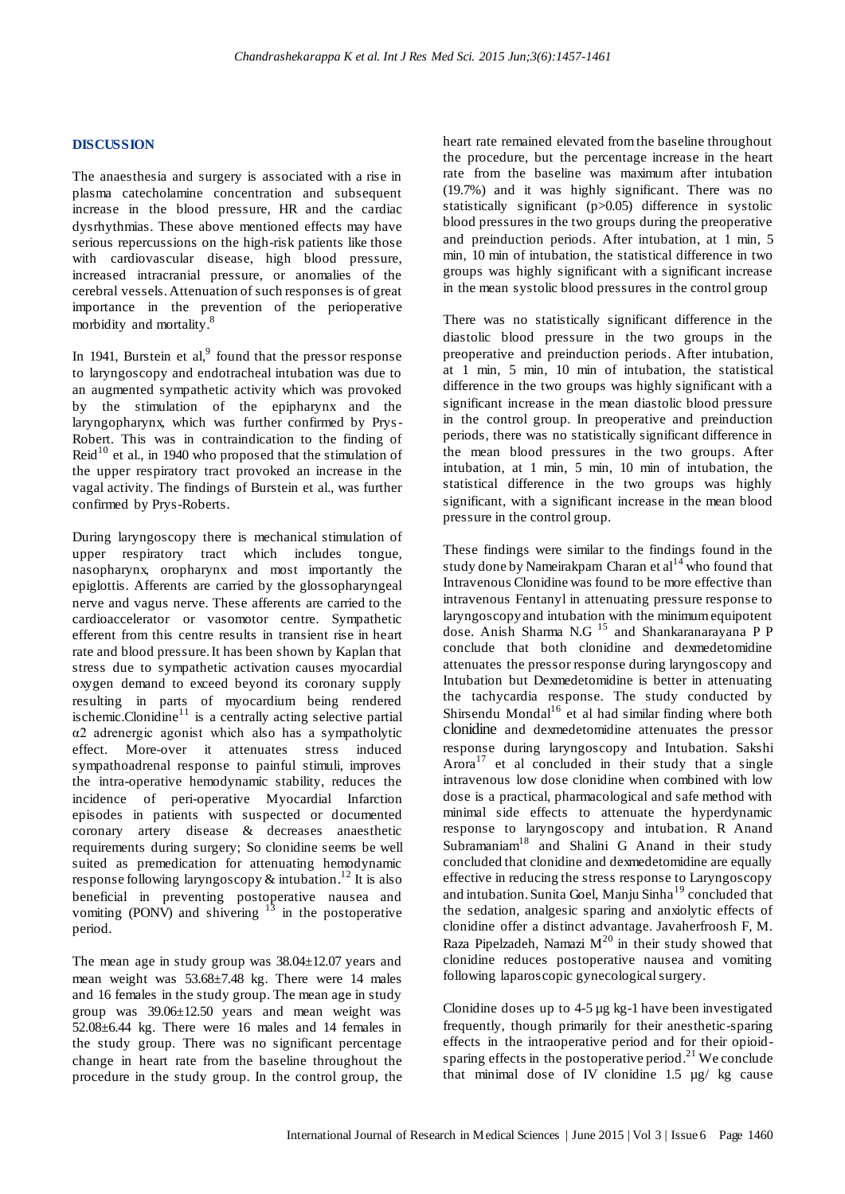## DISCUSSION

The anaesthesia and surgery is associated with a rise in plasma catecholamine concentration and subsequent increase in the blood pressure, HR and the cardiac dysrhythmias. These above mentioned effects may have serious repercussions on the high-risk patients like those with cardiovascular disease, high blood pressure, increased intracranial pressure, or anomalies of the cerebral vessels. Attenuation of such responses is of great importance in the prevention of the perioperative morbidity and mortality.[8]

In 1941, Burstein et al,[9] found that the pressor response to laryngoscopy and endotracheal intubation was due to an augmented sympathetic activity which was provoked by the stimulation of the epipharynx and the laryngopharynx, which was further confirmed by Prys-Robert. This was in contraindication to the finding of Reid[10] et al., in 1940 who proposed that the stimulation of the upper respiratory tract provoked an increase in the vagal activity. The findings of Burstein et al., was further confirmed by Prys-Roberts.

During laryngoscopy there is mechanical stimulation of upper respiratory tract which includes tongue, nasopharynx, oropharynx and most importantly the epiglottis. Afferents are carried by the glossopharyngeal nerve and vagus nerve. These afferents are carried to the cardioaccelerator or vasomotor centre. Sympathetic efferent from this centre results in transient rise in heart rate and blood pressure. It has been shown by Kaplan that stress due to sympathetic activation causes myocardial oxygen demand to exceed beyond its coronary supply resulting in parts of myocardium being rendered ischemic.Clonidine[11] is a centrally acting selective partial α2 adrenergic agonist which also has a sympatholytic effect. More-over it attenuates stress induced sympathoadrenal response to painful stimuli, improves the intra-operative hemodynamic stability, reduces the incidence of peri-operative Myocardial Infarction episodes in patients with suspected or documented coronary artery disease & decreases anaesthetic requirements during surgery; So clonidine seems be well suited as premedication for attenuating hemodynamic response following laryngoscopy & intubation.[12] It is also beneficial in preventing postoperative nausea and vomiting (PONV) and shivering [13] in the postoperative period.

The mean age in study group was 38.04±12.07 years and mean weight was 53.68±7.48 kg. There were 14 males and 16 females in the study group. The mean age in study group was 39.06±12.50 years and mean weight was 52.08±6.44 kg. There were 16 males and 14 females in the study group. There was no significant percentage change in heart rate from the baseline throughout the procedure in the study group. In the control group, the heart rate remained elevated from the baseline throughout the procedure, but the percentage increase in the heart rate from the baseline was maximum after intubation (19.7%) and it was highly significant. There was no statistically significant ($p>0.05$) difference in systolic blood pressures in the two groups during the preoperative and preinduction periods. After intubation, at 1 min, 5 min, 10 min of intubation, the statistical difference in two groups was highly significant with a significant increase in the mean systolic blood pressures in the control group

There was no statistically significant difference in the diastolic blood pressure in the two groups in the preoperative and preinduction periods. After intubation, at 1 min, 5 min, 10 min of intubation, the statistical difference in the two groups was highly significant with a significant increase in the mean diastolic blood pressure in the control group. In preoperative and preinduction periods, there was no statistically significant difference in the mean blood pressures in the two groups. After intubation, at 1 min, 5 min, 10 min of intubation, the statistical difference in the two groups was highly significant, with a significant increase in the mean blood pressure in the control group.

These findings were similar to the findings found in the study done by Nameirakpam Charan et al[14] who found that Intravenous Clonidine was found to be more effective than intravenous Fentanyl in attenuating pressure response to laryngoscopy and intubation with the minimum equipotent dose. Anish Sharma N.G [15] and Shankaranarayana P P conclude that both clonidine and dexmedetomidine attenuates the pressor response during laryngoscopy and Intubation but Dexmedetomidine is better in attenuating the tachycardia response. The study conducted by Shirsendu Mondal[16] et al had similar finding where both clonidine and dexmedetomidine attenuates the pressor response during laryngoscopy and Intubation. Sakshi Arora[17] et al concluded in their study that a single intravenous low dose clonidine when combined with low dose is a practical, pharmacological and safe method with minimal side effects to attenuate the hyperdynamic response to laryngoscopy and intubation. R Anand Subramaniam[18] and Shalini G Anand in their study concluded that clonidine and dexmedetomidine are equally effective in reducing the stress response to Laryngoscopy and intubation. Sunita Goel, Manju Sinha[19] concluded that the sedation, analgesic sparing and anxiolytic effects of clonidine offer a distinct advantage. Javaherfroosh F, M. Raza Pipelzadeh, Namazi M[20] in their study showed that clonidine reduces postoperative nausea and vomiting following laparoscopic gynecological surgery.

Clonidine doses up to 4-5 μg kg-1 have been investigated frequently, though primarily for their anesthetic-sparing effects in the intraoperative period and for their opioid-sparing effects in the postoperative period.[21] We conclude that minimal dose of IV clonidine 1.5 μg/ kg cause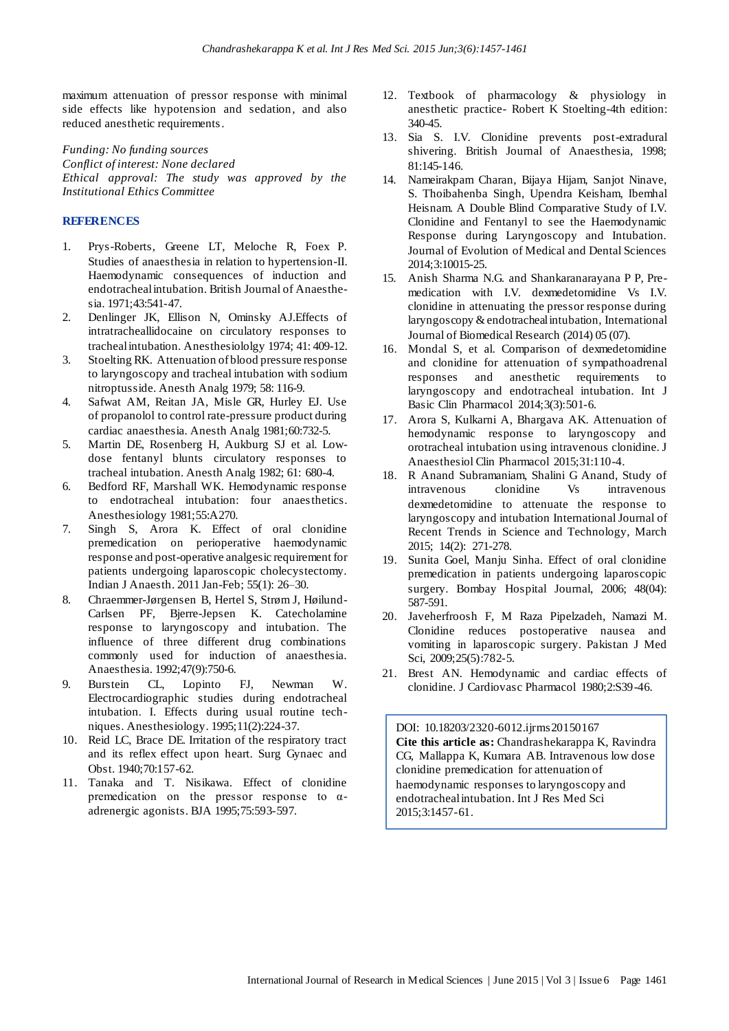maximum attenuation of pressor response with minimal side effects like hypotension and sedation, and also reduced anesthetic requirements.

*Funding: No funding sources*
*Conflict of interest: None declared*
*Ethical approval: The study was approved by the Institutional Ethics Committee*

## REFERENCES

1. Prys-Roberts, Greene LT, Meloche R, Foex P. Studies of anaesthesia in relation to hypertension-II. Haemodynamic consequences of induction and endotracheal intubation. British Journal of Anaesthesia. 1971;43:541-47.
2. Denlinger JK, Ellison N, Ominsky AJ.Effects of intratracheallidocaine on circulatory responses to trachealintubation. Anesthesiololgy 1974; 41: 409-12.
3. Stoelting RK. Attenuation of blood pressure response to laryngoscopy and tracheal intubation with sodium nitroptusside. Anesth Analg 1979; 58: 116-9.
4. Safwat AM, Reitan JA, Misle GR, Hurley EJ. Use of propanolol to control rate-pressure product during cardiac anaesthesia. Anesth Analg 1981;60:732-5.
5. Martin DE, Rosenberg H, Aukburg SJ et al. Low-dose fentanyl blunts circulatory responses to tracheal intubation. Anesth Analg 1982; 61: 680-4.
6. Bedford RF, Marshall WK. Hemodynamic response to endotracheal intubation: four anaesthetics. Anesthesiology 1981;55:A270.
7. Singh S, Arora K. Effect of oral clonidine premedication on perioperative haemodynamic response and post-operative analgesic requirement for patients undergoing laparoscopic cholecystectomy. Indian J Anaesth. 2011 Jan-Feb; 55(1): 26–30.
8. Chraemmer-Jørgensen B, Hertel S, Strøm J, Høilund-Carlsen PF, Bjerre-Jepsen K. Catecholamine response to laryngoscopy and intubation. The influence of three different drug combinations commonly used for induction of anaesthesia. Anaesthesia. 1992;47(9):750-6.
9. Burstein CL, Lopinto FJ, Newman W. Electrocardiographic studies during endotracheal intubation. I. Effects during usual routine techniques. Anesthesiology. 1995;11(2):224-37.
10. Reid LC, Brace DE. Irritation of the respiratory tract and its reflex effect upon heart. Surg Gynaec and Obst. 1940;70:157-62.
11. Tanaka and T. Nisikawa. Effect of clonidine premedication on the pressor response to α-adrenergic agonists. BJA 1995;75:593-597.
12. Textbook of pharmacology & physiology in anesthetic practice- Robert K Stoelting-4th edition: 340-45.
13. Sia S. I.V. Clonidine prevents post-extradural shivering. British Journal of Anaesthesia, 1998; 81:145-146.
14. Nameirakpam Charan, Bijaya Hijam, Sanjot Ninave, S. Thoibahenba Singh, Upendra Keisham, Ibemhal Heisnam. A Double Blind Comparative Study of I.V. Clonidine and Fentanyl to see the Haemodynamic Response during Laryngoscopy and Intubation. Journal of Evolution of Medical and Dental Sciences 2014;3:10015-25.
15. Anish Sharma N.G. and Shankaranarayana P P, Pre-medication with I.V. dexmedetomidine Vs I.V. clonidine in attenuating the pressor response during laryngoscopy & endotracheal intubation, International Journal of Biomedical Research (2014) 05 (07).
16. Mondal S, et al. Comparison of dexmedetomidine and clonidine for attenuation of sympathoadrenal responses and anesthetic requirements to laryngoscopy and endotracheal intubation. Int J Basic Clin Pharmacol 2014;3(3):501-6.
17. Arora S, Kulkarni A, Bhargava AK. Attenuation of hemodynamic response to laryngoscopy and orotracheal intubation using intravenous clonidine. J Anaesthesiol Clin Pharmacol 2015;31:110-4.
18. R Anand Subramaniam, Shalini G Anand, Study of intravenous clonidine Vs intravenous dexmedetomidine to attenuate the response to laryngoscopy and intubation International Journal of Recent Trends in Science and Technology, March 2015; 14(2): 271-278.
19. Sunita Goel, Manju Sinha. Effect of oral clonidine premedication in patients undergoing laparoscopic surgery. Bombay Hospital Journal, 2006; 48(04): 587-591.
20. Javeherfroosh F, M Raza Pipelzadeh, Namazi M. Clonidine reduces postoperative nausea and vomiting in laparoscopic surgery. Pakistan J Med Sci, 2009;25(5):782-5.
21. Brest AN. Hemodynamic and cardiac effects of clonidine. J Cardiovasc Pharmacol 1980;2:S39-46.

DOI: 10.18203/2320-6012.ijrms20150167
**Cite this article as:** Chandrashekarappa K, Ravindra CG, Mallappa K, Kumara AB. Intravenous low dose clonidine premedication for attenuation of haemodynamic responses to laryngoscopy and endotracheal intubation. Int J Res Med Sci 2015;3:1457-61.